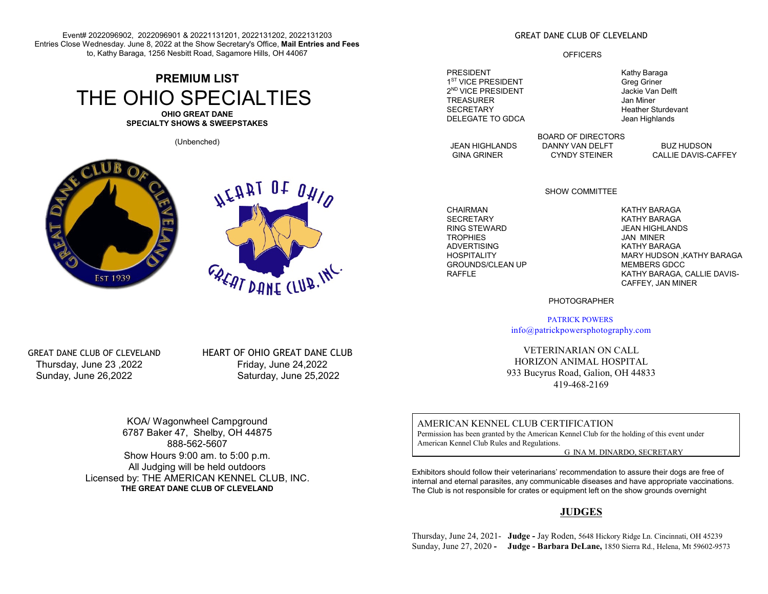Event# 2022096902, 2022096901 & 20221131201, 2022131202, 2022131203
Entries Close Wednesday. June 8, 2022 at the Show Secretary's Office, **Mail Entries and Fees** to, Kathy Baraga, 1256 Nesbitt Road, Sagamore Hills, OH 44067

# PREMIUM LIST

# THE OHIO SPECIALTIES

**OHIO GREAT DANE SPECIALTY SHOWS & SWEEPSTAKES**

(Unbenched)

GREAT DANE CLUB OF CLEVELAND
Thursday, June 23 ,2022
Sunday, June 26,2022

HEART OF OHIO GREAT DANE CLUB
Friday, June 24,2022
Saturday, June 25,2022

KOA/ Wagonwheel Campground
6787 Baker 47, Shelby, OH 44875
888-562-5607
Show Hours 9:00 am. to 5:00 p.m.
All Judging will be held outdoors
Licensed by: THE AMERICAN KENNEL CLUB, INC.
**THE GREAT DANE CLUB OF CLEVELAND**

## GREAT DANE CLUB OF CLEVELAND

### OFFICERS

| | |
|---|---|
| PRESIDENT | Kathy Baraga |
| 1ST VICE PRESIDENT | Greg Griner |
| 2ND VICE PRESIDENT | Jackie Van Delft |
| TREASURER | Jan Miner |
| SECRETARY | Heather Sturdevant |
| DELEGATE TO GDCA | Jean Highlands |

### BOARD OF DIRECTORS

| | | |
|---|---|---|
| JEAN HIGHLANDS | DANNY VAN DELFT | BUZ HUDSON |
| GINA GRINER | CYNDY STEINER | CALLIE DAVIS-CAFFEY |

### SHOW COMMITTEE

| | |
|---|---|
| CHAIRMAN | KATHY BARAGA |
| SECRETARY | KATHY BARAGA |
| RING STEWARD | JEAN HIGHLANDS |
| TROPHIES | JAN MINER |
| ADVERTISING | KATHY BARAGA |
| HOSPITALITY | MARY HUDSON ,KATHY BARAGA |
| GROUNDS/CLEAN UP | MEMBERS GDCC |
| RAFFLE | KATHY BARAGA, CALLIE DAVIS-CAFFEY, JAN MINER |

### PHOTOGRAPHER

PATRICK POWERS
info@patrickpowersphotography.com

VETERINARIAN ON CALL
HORIZON ANIMAL HOSPITAL
933 Bucyrus Road, Galion, OH 44833
419-468-2169

AMERICAN KENNEL CLUB CERTIFICATION
Permission has been granted by the American Kennel Club for the holding of this event under American Kennel Club Rules and Regulations.
G INA M. DINARDO, SECRETARY

Exhibitors should follow their veterinarians' recommendation to assure their dogs are free of internal and eternal parasites, any communicable diseases and have appropriate vaccinations. The Club is not responsible for crates or equipment left on the show grounds overnight

## JUDGES

Thursday, June 24, 2021- **Judge -** Jay Roden, 5648 Hickory Ridge Ln. Cincinnati, OH 45239
Sunday, June 27, 2020 **- Judge - Barbara DeLane,** 1850 Sierra Rd., Helena, Mt 59602-9573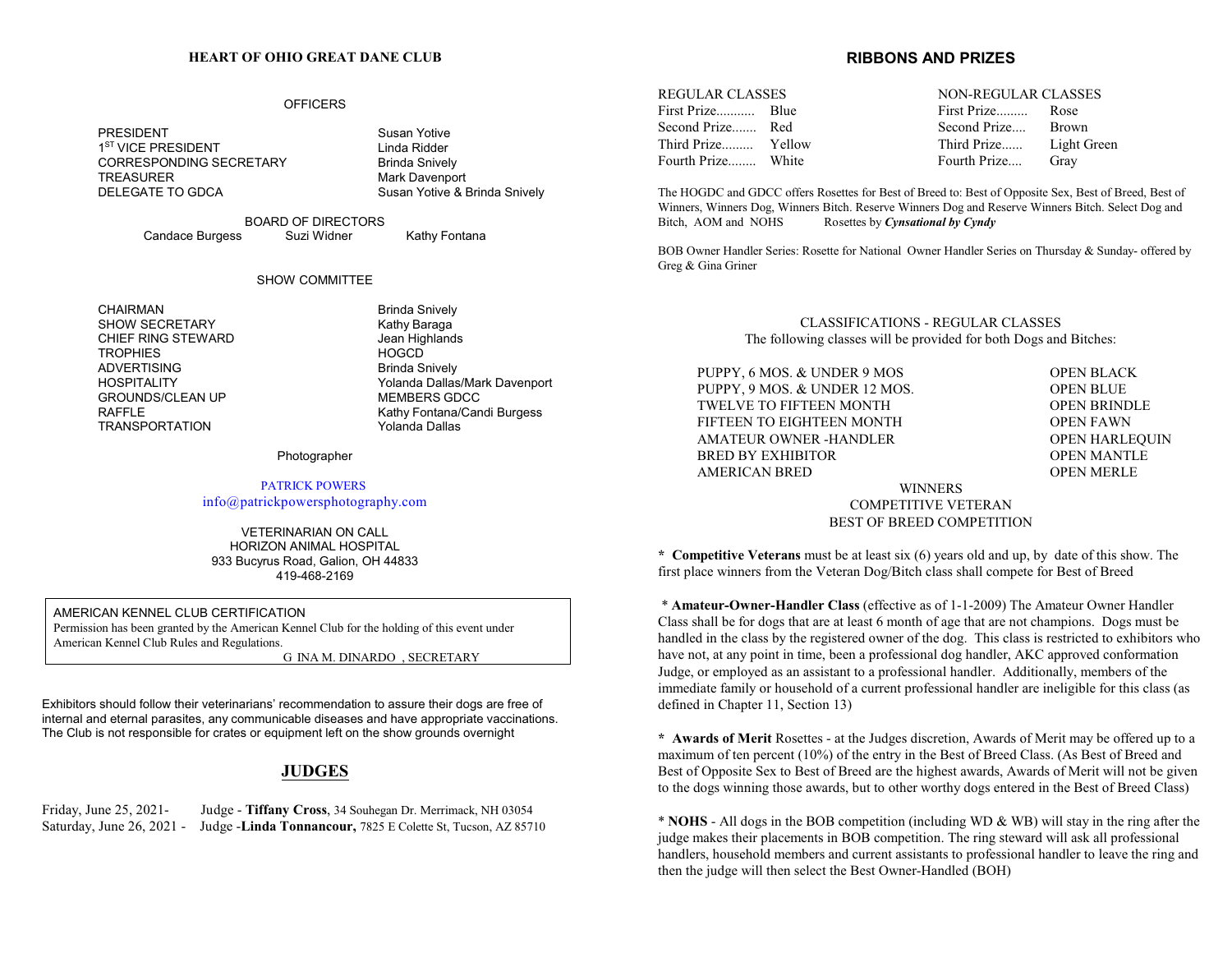## HEART OF OHIO GREAT DANE CLUB

### OFFICERS

| | |
|---|---|
| PRESIDENT | Susan Yotive |
| 1ST VICE PRESIDENT | Linda Ridder |
| CORRESPONDING SECRETARY | Brinda Snively |
| TREASURER | Mark Davenport |
| DELEGATE TO GDCA | Susan Yotive & Brinda Snively |

### BOARD OF DIRECTORS

Candace Burgess     Suzi Widner     Kathy Fontana

### SHOW COMMITTEE

| | |
|---|---|
| CHAIRMAN | Brinda Snively |
| SHOW SECRETARY | Kathy Baraga |
| CHIEF RING STEWARD | Jean Highlands |
| TROPHIES | HOGCD |
| ADVERTISING | Brinda Snively |
| HOSPITALITY | Yolanda Dallas/Mark Davenport |
| GROUNDS/CLEAN UP | MEMBERS GDCC |
| RAFFLE | Kathy Fontana/Candi Burgess |
| TRANSPORTATION | Yolanda Dallas |

Photographer

PATRICK POWERS
info@patrickpowersphotography.com

VETERINARIAN ON CALL
HORIZON ANIMAL HOSPITAL
933 Bucyrus Road, Galion, OH 44833
419-468-2169

AMERICAN KENNEL CLUB CERTIFICATION
Permission has been granted by the American Kennel Club for the holding of this event under American Kennel Club Rules and Regulations.
G INA M. DINARDO , SECRETARY

Exhibitors should follow their veterinarians' recommendation to assure their dogs are free of internal and eternal parasites, any communicable diseases and have appropriate vaccinations. The Club is not responsible for crates or equipment left on the show grounds overnight

## JUDGES

Friday, June 25, 2021- Judge - **Tiffany Cross**, 34 Souhegan Dr. Merrimack, NH 03054
Saturday, June 26, 2021 - Judge -**Linda Tonnancour,** 7825 E Colette St, Tucson, AZ 85710

## RIBBONS AND PRIZES

| REGULAR CLASSES | | NON-REGULAR CLASSES | |
|---|---|---|---|
| First Prize........... | Blue | First Prize......... | Rose |
| Second Prize....... | Red | Second Prize.... | Brown |
| Third Prize......... | Yellow | Third Prize...... | Light Green |
| Fourth Prize........ | White | Fourth Prize.... | Gray |

The HOGDC and GDCC offers Rosettes for Best of Breed to: Best of Opposite Sex, Best of Breed, Best of Winners, Winners Dog, Winners Bitch. Reserve Winners Dog and Reserve Winners Bitch. Select Dog and Bitch, AOM and NOHS Rosettes by ***Cynsational by Cyndy***

BOB Owner Handler Series: Rosette for National Owner Handler Series on Thursday & Sunday- offered by Greg & Gina Griner

### CLASSIFICATIONS - REGULAR CLASSES

The following classes will be provided for both Dogs and Bitches:

| | |
|---|---|
| PUPPY, 6 MOS. & UNDER 9 MOS | OPEN BLACK |
| PUPPY, 9 MOS. & UNDER 12 MOS. | OPEN BLUE |
| TWELVE TO FIFTEEN MONTH | OPEN BRINDLE |
| FIFTEEN TO EIGHTEEN MONTH | OPEN FAWN |
| AMATEUR OWNER -HANDLER | OPEN HARLEQUIN |
| BRED BY EXHIBITOR | OPEN MANTLE |
| AMERICAN BRED | OPEN MERLE |

WINNERS
COMPETITIVE VETERAN
BEST OF BREED COMPETITION

* **Competitive Veterans** must be at least six (6) years old and up, by date of this show. The first place winners from the Veteran Dog/Bitch class shall compete for Best of Breed

* **Amateur-Owner-Handler Class** (effective as of 1-1-2009) The Amateur Owner Handler Class shall be for dogs that are at least 6 month of age that are not champions. Dogs must be handled in the class by the registered owner of the dog. This class is restricted to exhibitors who have not, at any point in time, been a professional dog handler, AKC approved conformation Judge, or employed as an assistant to a professional handler. Additionally, members of the immediate family or household of a current professional handler are ineligible for this class (as defined in Chapter 11, Section 13)

* **Awards of Merit** Rosettes - at the Judges discretion, Awards of Merit may be offered up to a maximum of ten percent (10%) of the entry in the Best of Breed Class. (As Best of Breed and Best of Opposite Sex to Best of Breed are the highest awards, Awards of Merit will not be given to the dogs winning those awards, but to other worthy dogs entered in the Best of Breed Class)

* **NOHS** - All dogs in the BOB competition (including WD & WB) will stay in the ring after the judge makes their placements in BOB competition. The ring steward will ask all professional handlers, household members and current assistants to professional handler to leave the ring and then the judge will then select the Best Owner-Handled (BOH)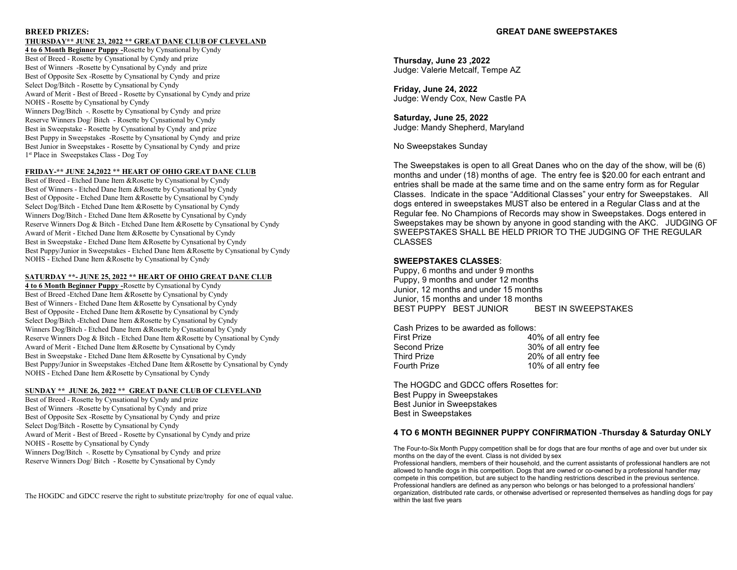## BREED PRIZES:

**THURSDAY\*\* JUNE 23, 2022 \*\* GREAT DANE CLUB OF CLEVELAND**

**4 to 6 Month Beginner Puppy -**Rosette by Cynsational by Cyndy
Best of Breed - Rosette by Cynsational by Cyndy and prize
Best of Winners -Rosette by Cynsational by Cyndy and prize
Best of Opposite Sex -Rosette by Cynsational by Cyndy and prize
Select Dog/Bitch - Rosette by Cynsational by Cyndy
Award of Merit - Best of Breed - Rosette by Cynsational by Cyndy and prize
NOHS - Rosette by Cynsational by Cyndy
Winners Dog/Bitch -. Rosette by Cynsational by Cyndy and prize
Reserve Winners Dog/ Bitch - Rosette by Cynsational by Cyndy
Best in Sweepstake - Rosette by Cynsational by Cyndy and prize
Best Puppy in Sweepstakes -Rosette by Cynsational by Cyndy and prize
Best Junior in Sweepstakes - Rosette by Cynsational by Cyndy and prize
1st Place in Sweepstakes Class - Dog Toy

**FRIDAY-\*\* JUNE 24,2022 \*\* HEART OF OHIO GREAT DANE CLUB**

Best of Breed - Etched Dane Item &Rosette by Cynsational by Cyndy
Best of Winners - Etched Dane Item &Rosette by Cynsational by Cyndy
Best of Opposite - Etched Dane Item &Rosette by Cynsational by Cyndy
Select Dog/Bitch - Etched Dane Item &Rosette by Cynsational by Cyndy
Winners Dog/Bitch - Etched Dane Item &Rosette by Cynsational by Cyndy
Reserve Winners Dog & Bitch - Etched Dane Item &Rosette by Cynsational by Cyndy
Award of Merit - Etched Dane Item &Rosette by Cynsational by Cyndy
Best in Sweepstake - Etched Dane Item &Rosette by Cynsational by Cyndy
Best Puppy/Junior in Sweepstakes - Etched Dane Item &Rosette by Cynsational by Cyndy
NOHS - Etched Dane Item &Rosette by Cynsational by Cyndy

**SATURDAY \*\*- JUNE 25, 2022 \*\* HEART OF OHIO GREAT DANE CLUB**

**4 to 6 Month Beginner Puppy -**Rosette by Cynsational by Cyndy
Best of Breed -Etched Dane Item &Rosette by Cynsational by Cyndy
Best of Winners - Etched Dane Item &Rosette by Cynsational by Cyndy
Best of Opposite - Etched Dane Item &Rosette by Cynsational by Cyndy
Select Dog/Bitch -Etched Dane Item &Rosette by Cynsational by Cyndy
Winners Dog/Bitch - Etched Dane Item &Rosette by Cynsational by Cyndy
Reserve Winners Dog & Bitch - Etched Dane Item &Rosette by Cynsational by Cyndy
Award of Merit - Etched Dane Item &Rosette by Cynsational by Cyndy
Best in Sweepstake - Etched Dane Item &Rosette by Cynsational by Cyndy
Best Puppy/Junior in Sweepstakes -Etched Dane Item &Rosette by Cynsational by Cyndy
NOHS - Etched Dane Item &Rosette by Cynsational by Cyndy

**SUNDAY \*\* JUNE 26, 2022 \*\* GREAT DANE CLUB OF CLEVELAND**

Best of Breed - Rosette by Cynsational by Cyndy and prize
Best of Winners -Rosette by Cynsational by Cyndy and prize
Best of Opposite Sex -Rosette by Cynsational by Cyndy and prize
Select Dog/Bitch - Rosette by Cynsational by Cyndy
Award of Merit - Best of Breed - Rosette by Cynsational by Cyndy and prize
NOHS - Rosette by Cynsational by Cyndy
Winners Dog/Bitch -. Rosette by Cynsational by Cyndy and prize
Reserve Winners Dog/ Bitch - Rosette by Cynsational by Cyndy

The HOGDC and GDCC reserve the right to substitute prize/trophy for one of equal value.

## GREAT DANE SWEEPSTAKES

**Thursday, June 23 ,2022**
Judge: Valerie Metcalf, Tempe AZ

**Friday, June 24, 2022**
Judge: Wendy Cox, New Castle PA

**Saturday, June 25, 2022**
Judge: Mandy Shepherd, Maryland

No Sweepstakes Sunday

The Sweepstakes is open to all Great Danes who on the day of the show, will be (6) months and under (18) months of age. The entry fee is $20.00 for each entrant and entries shall be made at the same time and on the same entry form as for Regular Classes. Indicate in the space "Additional Classes" your entry for Sweepstakes. All dogs entered in sweepstakes MUST also be entered in a Regular Class and at the Regular fee. No Champions of Records may show in Sweepstakes. Dogs entered in Sweepstakes may be shown by anyone in good standing with the AKC. JUDGING OF SWEEPSTAKES SHALL BE HELD PRIOR TO THE JUDGING OF THE REGULAR CLASSES

**SWEEPSTAKES CLASSES**:
Puppy, 6 months and under 9 months
Puppy, 9 months and under 12 months
Junior, 12 months and under 15 months
Junior, 15 months and under 18 months
BEST PUPPY BEST JUNIOR BEST IN SWEEPSTAKES

Cash Prizes to be awarded as follows:

| | |
|---|---|
| First Prize | 40% of all entry fee |
| Second Prize | 30% of all entry fee |
| Third Prize | 20% of all entry fee |
| Fourth Prize | 10% of all entry fee |

The HOGDC and GDCC offers Rosettes for:
Best Puppy in Sweepstakes
Best Junior in Sweepstakes
Best in Sweepstakes

### 4 TO 6 MONTH BEGINNER PUPPY CONFIRMATION -Thursday & Saturday ONLY

The Four-to-Six Month Puppy competition shall be for dogs that are four months of age and over but under six months on the day of the event. Class is not divided by sex
Professional handlers, members of their household, and the current assistants of professional handlers are not allowed to handle dogs in this competition. Dogs that are owned or co-owned by a professional handler may compete in this competition, but are subject to the handling restrictions described in the previous sentence. Professional handlers are defined as any person who belongs or has belonged to a professional handlers' organization, distributed rate cards, or otherwise advertised or represented themselves as handling dogs for pay within the last five years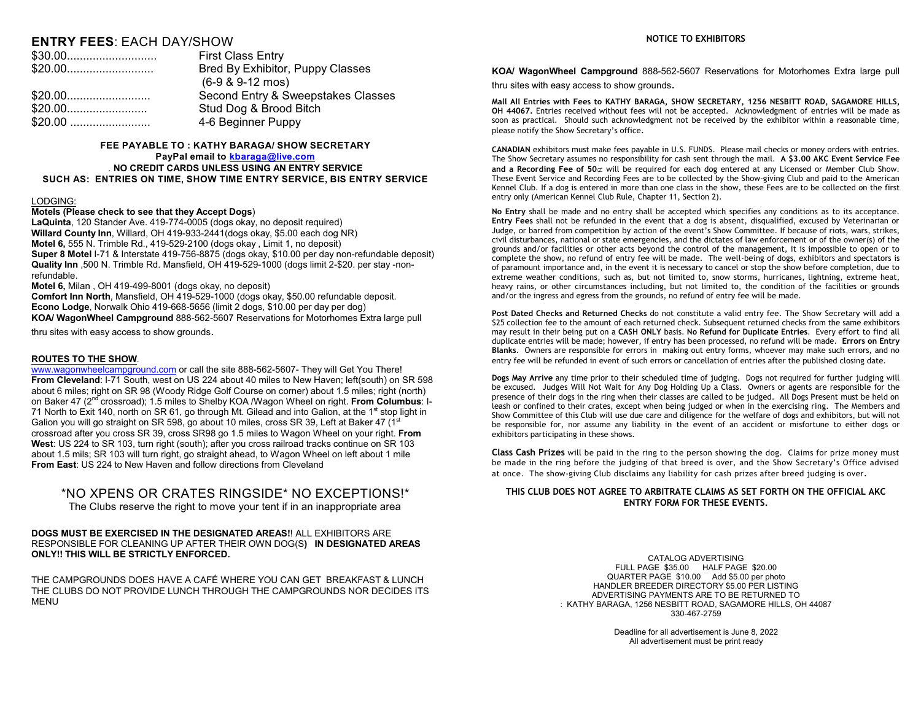## ENTRY FEES: EACH DAY/SHOW

| | |
|---|---|
| $30.00 | First Class Entry |
| $20.00 | Bred By Exhibitor, Puppy Classes (6-9 & 9-12 mos) |
| $20.00 | Second Entry & Sweepstakes Classes |
| $20.00 | Stud Dog & Brood Bitch |
| $20.00 | 4-6 Beginner Puppy |

**FEE PAYABLE TO : KATHY BARAGA/ SHOW SECRETARY**
**PayPal email to kbaraga@live.com**
. **NO CREDIT CARDS UNLESS USING AN ENTRY SERVICE**
**SUCH AS: ENTRIES ON TIME, SHOW TIME ENTRY SERVICE, BIS ENTRY SERVICE**

LODGING:

**Motels (Please check to see that they Accept Dogs**)

**LaQuinta**, 120 Stander Ave. 419-774-0005 (dogs okay, no deposit required)
**Willard County Inn**, Willard, OH 419-933-2441(dogs okay, $5.00 each dog NR)
**Motel 6,** 555 N. Trimble Rd., 419-529-2100 (dogs okay , Limit 1, no deposit)
**Super 8 Motel** I-71 & Interstate 419-756-8875 (dogs okay, $10.00 per day non-refundable deposit)
**Quality Inn** ,500 N. Trimble Rd. Mansfield, OH 419-529-1000 (dogs limit 2-$20. per stay -non-refundable.
**Motel 6,** Milan , OH 419-499-8001 (dogs okay, no deposit)
**Comfort Inn North**, Mansfield, OH 419-529-1000 (dogs okay, $50.00 refundable deposit.
**Econo Lodge**, Norwalk Ohio 419-668-5656 (limit 2 dogs, $10.00 per day per dog)
**KOA/ WagonWheel Campground** 888-562-5607 Reservations for Motorhomes Extra large pull thru sites with easy access to show grounds.

**ROUTES TO THE SHOW**.

www.wagonwheelcampground.com or call the site 888-562-5607- They will Get You There!
**From Cleveland**: I-71 South, west on US 224 about 40 miles to New Haven; left(south) on SR 598 about 6 miles; right on SR 98 (Woody Ridge Golf Course on corner) about 1.5 miles; right (north) on Baker 47 (2nd crossroad); 1.5 miles to Shelby KOA /Wagon Wheel on right. **From Columbus**: I-71 North to Exit 140, north on SR 61, go through Mt. Gilead and into Galion, at the 1st stop light in Galion you will go straight on SR 598, go about 10 miles, cross SR 39, Left at Baker 47 (1st crossroad after you cross SR 39, cross SR98 go 1.5 miles to Wagon Wheel on your right. **From West**: US 224 to SR 103, turn right (south); after you cross railroad tracks continue on SR 103 about 1.5 mils; SR 103 will turn right, go straight ahead, to Wagon Wheel on left about 1 mile
**From East**: US 224 to New Haven and follow directions from Cleveland

## *NO XPENS OR CRATES RINGSIDE* NO EXCEPTIONS!*

The Clubs reserve the right to move your tent if in an inappropriate area

**DOGS MUST BE EXERCISED IN THE DESIGNATED AREAS!!** ALL EXHIBITORS ARE RESPONSIBLE FOR CLEANING UP AFTER THEIR OWN DOG(S**) IN DESIGNATED AREAS ONLY!! THIS WILL BE STRICTLY ENFORCED.**

THE CAMPGROUNDS DOES HAVE A CAFÉ WHERE YOU CAN GET BREAKFAST & LUNCH THE CLUBS DO NOT PROVIDE LUNCH THROUGH THE CAMPGROUNDS NOR DECIDES ITS MENU

**NOTICE TO EXHIBITORS**

**KOA/ WagonWheel Campground** 888-562-5607 Reservations for Motorhomes Extra large pull thru sites with easy access to show grounds.

**Mail All Entries with Fees to KATHY BARAGA, SHOW SECRETARY, 1256 NESBITT ROAD, SAGAMORE HILLS, OH 44067.** Entries received without fees will not be accepted. Acknowledgment of entries will be made as soon as practical. Should such acknowledgment not be received by the exhibitor within a reasonable time, please notify the Show Secretary's office.

**CANADIAN** exhibitors must make fees payable in U.S. FUNDS. Please mail checks or money orders with entries. The Show Secretary assumes no responsibility for cash sent through the mail. **A $3.00 AKC Event Service Fee and a Recording Fee of 50¢** will be required for each dog entered at any Licensed or Member Club Show. These Event Service and Recording Fees are to be collected by the Show-giving Club and paid to the American Kennel Club. If a dog is entered in more than one class in the show, these Fees are to be collected on the first entry only (American Kennel Club Rule, Chapter 11, Section 2).

**No Entry** shall be made and no entry shall be accepted which specifies any conditions as to its acceptance. **Entry Fees** shall not be refunded in the event that a dog is absent, disqualified, excused by Veterinarian or Judge, or barred from competition by action of the event's Show Committee. If because of riots, wars, strikes, civil disturbances, national or state emergencies, and the dictates of law enforcement or of the owner(s) of the grounds and/or facilities or other acts beyond the control of the management, it is impossible to open or to complete the show, no refund of entry fee will be made. The well-being of dogs, exhibitors and spectators is of paramount importance and, in the event it is necessary to cancel or stop the show before completion, due to extreme weather conditions, such as, but not limited to, snow storms, hurricanes, lightning, extreme heat, heavy rains, or other circumstances including, but not limited to, the condition of the facilities or grounds and/or the ingress and egress from the grounds, no refund of entry fee will be made.

**Post Dated Checks and Returned Checks** do not constitute a valid entry fee. The Show Secretary will add a $25 collection fee to the amount of each returned check. Subsequent returned checks from the same exhibitors may result in their being put on a **CASH ONLY** basis. **No Refund for Duplicate Entries**. Every effort to find all duplicate entries will be made; however, if entry has been processed, no refund will be made. **Errors on Entry Blanks**. Owners are responsible for errors in making out entry forms, whoever may make such errors, and no entry fee will be refunded in event of such errors or cancellation of entries after the published closing date.

**Dogs May Arrive** any time prior to their scheduled time of judging. Dogs not required for further judging will be excused. Judges Will Not Wait for Any Dog Holding Up a Class. Owners or agents are responsible for the presence of their dogs in the ring when their classes are called to be judged. All Dogs Present must be held on leash or confined to their crates, except when being judged or when in the exercising ring. The Members and Show Committee of this Club will use due care and diligence for the welfare of dogs and exhibitors, but will not be responsible for, nor assume any liability in the event of an accident or misfortune to either dogs or exhibitors participating in these shows.

**Class Cash Prizes** will be paid in the ring to the person showing the dog. Claims for prize money must be made in the ring before the judging of that breed is over, and the Show Secretary's Office advised at once. The show-giving Club disclaims any liability for cash prizes after breed judging is over.

**THIS CLUB DOES NOT AGREE TO ARBITRATE CLAIMS AS SET FORTH ON THE OFFICIAL AKC ENTRY FORM FOR THESE EVENTS.**

CATALOG ADVERTISING
FULL PAGE $35.00 HALF PAGE $20.00
QUARTER PAGE $10.00 Add $5.00 per photo
HANDLER BREEDER DIRECTORY $5.00 PER LISTING
ADVERTISING PAYMENTS ARE TO BE RETURNED TO
: KATHY BARAGA, 1256 NESBITT ROAD, SAGAMORE HILLS, OH 44087
330-467-2759

Deadline for all advertisement is June 8, 2022
All advertisement must be print ready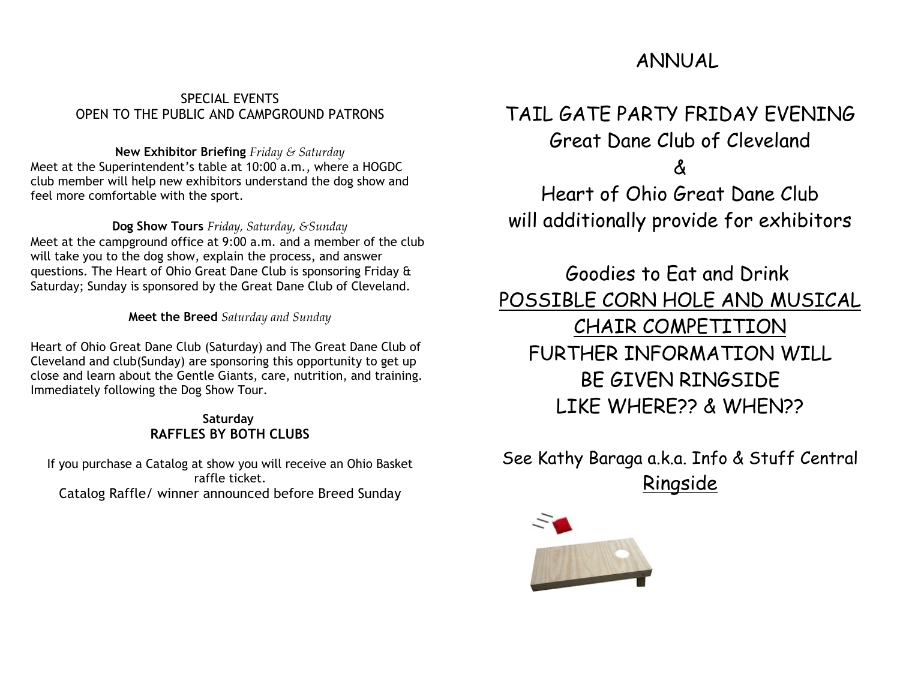## SPECIAL EVENTS
## OPEN TO THE PUBLIC AND CAMPGROUND PATRONS

**New Exhibitor Briefing** *Friday & Saturday*
Meet at the Superintendent's table at 10:00 a.m., where a HOGDC club member will help new exhibitors understand the dog show and feel more comfortable with the sport.

**Dog Show Tours** *Friday, Saturday, &Sunday*
Meet at the campground office at 9:00 a.m. and a member of the club will take you to the dog show, explain the process, and answer questions. The Heart of Ohio Great Dane Club is sponsoring Friday & Saturday; Sunday is sponsored by the Great Dane Club of Cleveland.

**Meet the Breed** *Saturday and Sunday*

Heart of Ohio Great Dane Club (Saturday) and The Great Dane Club of Cleveland and club(Sunday) are sponsoring this opportunity to get up close and learn about the Gentle Giants, care, nutrition, and training. Immediately following the Dog Show Tour.

**Saturday**
**RAFFLES BY BOTH CLUBS**

If you purchase a Catalog at show you will receive an Ohio Basket raffle ticket.
Catalog Raffle/ winner announced before Breed Sunday

# ANNUAL

## TAIL GATE PARTY FRIDAY EVENING

Great Dane Club of Cleveland
&
Heart of Ohio Great Dane Club
will additionally provide for exhibitors

Goodies to Eat and Drink

POSSIBLE CORN HOLE AND MUSICAL CHAIR COMPETITION

FURTHER INFORMATION WILL BE GIVEN RINGSIDE
LIKE WHERE?? & WHEN??

See Kathy Baraga a.k.a. Info & Stuff Central
Ringside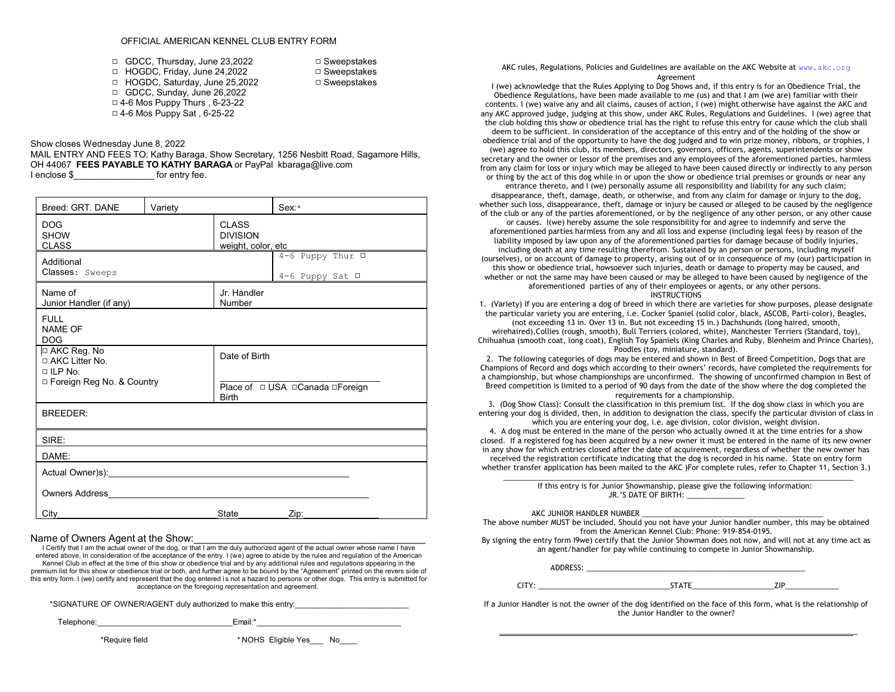OFFICIAL AMERICAN KENNEL CLUB ENTRY FORM

- □ GDCC, Thursday, June 23,2022 □ Sweepstakes
- □ HOGDC, Friday, June 24,2022 □ Sweepstakes
- □ HOGDC, Saturday, June 25,2022 □ Sweepstakes
- □ GDCC, Sunday, June 26,2022
- □ 4-6 Mos Puppy Thurs , 6-23-22
- □ 4-6 Mos Puppy Sat , 6-25-22

Show closes Wednesday June 8, 2022
MAIL ENTRY AND FEES TO: Kathy Baraga, Show Secretary, 1256 Nesbitt Road, Sagamore Hills, OH 44067 **FEES PAYABLE TO KATHY BARAGA** or PayPal kbaraga@live.com
I enclose $________________ for entry fee.

| | | | |
|---|---|---|---|
| Breed: GRT. DANE | Variety | | Sex:* |
| DOG SHOW CLASS | | CLASS DIVISION weight, color, etc | |
| Additional Classes: Sweeps | | | 4-6 Puppy Thur □ 4-6 Puppy Sat □ |
| Name of Junior Handler (if any) | | Jr. Handler Number | |
| FULL NAME OF DOG | | | |
| □ AKC Reg. No □ AKC Litter No. □ ILP No. □ Foreign Reg No. & Country | | Date of Birth ________ Place of Birth □ USA □Canada □Foreign | |
| BREEDER: | | | |
| SIRE: | | | |
| DAME: | | | |
| Actual Owner)s):________ Owners Address________ City________ State________ Zip:________ | | | |

Name of Owners Agent at the Show:________________

I Certify that I am the actual owner of the dog, or that I am the duly authorized agent of the actual owner whose name I have entered above, In consideration of the acceptance of the entry. I (we) agree to abide by the rules and regulation of the American Kennel Club in effect at the time of this show or obedience trial and by any additional rules and regulations appearing in the premium list for this show or obedience trial or both, and further agree to be bound by the "Agreement" printed on the revers side of this entry form. I (we) certify and represent that the dog entered is not a hazard to persons or other dogs. This entry is submitted for acceptance on the foregoing representation and agreement.

*SIGNATURE OF OWNER/AGENT duly authorized to make this entry:________________

Telephone:________________ Email:*________________

*Require field *NOHS Eligible Yes___ No____

AKC rules, Regulations, Policies and Guidelines are available on the AKC Website at www.akc.org

Agreement

I (we) acknowledge that the Rules Applying to Dog Shows and, if this entry is for an Obedience Trial, the Obedience Regulations, have been made available to me (us) and that I am (we are) familiar with their contents. I (we) waive any and all claims, causes of action, I (we) might otherwise have against the AKC and any AKC approved judge, judging at this show, under AKC Rules, Regulations and Guidelines. I (we) agree that the club holding this show or obedience trial has the right to refuse this entry for cause which the club shall deem to be sufficient. In consideration of the acceptance of this entry and of the holding of the show or obedience trial and of the opportunity to have the dog judged and to win prize money, ribbons, or trophies, I (we) agree to hold this club, its members, directors, governors, officers, agents, superintendents or show secretary and the owner or lessor of the premises and any employees of the aforementioned parties, harmless from any claim for loss or injury which may be alleged to have been caused directly or indirectly to any person or thing by the act of this dog while in or upon the show or obedience trial premises or grounds or near any entrance thereto, and I (we) personally assume all responsibility and liability for any such claim; disappearance, theft, damage, death, or otherwise, and from any claim for damage or injury to the dog, whether such loss, disappearance, theft, damage or injury be caused or alleged to be caused by the negligence of the club or any of the parties aforementioned, or by the negligence of any other person, or any other cause or causes. I(we) hereby assume the sole responsibility for and agree to indemnify and serve the aforementioned parties harmless from any and all loss and expense (including legal fees) by reason of the liability imposed by law upon any of the aforementioned parties for damage because of bodily injuries, including death at any time resulting therefrom. Sustained by an person or persons, including myself (ourselves), or on account of damage to property, arising out of or in consequence of my (our) participation in this show or obedience trial, howsoever such injuries, death or damage to property may be caused, and whether or not the same may have been caused or may be alleged to have been caused by negligence of the aforementioned parties of any of their employees or agents, or any other persons.

INSTRUCTIONS

1. (Variety) If you are entering a dog of breed in which there are varieties for show purposes, please designate the particular variety you are entering, i.e. Cocker Spaniel (solid color, black, ASCOB, Parti-color), Beagles, (not exceeding 13 in. Over 13 in. But not exceeding 15 in.) Dachshunds (long haired, smooth, wirehaired),Collies (rough, smooth), Bull Terriers (colored, white), Manchester Terriers (Standard, toy), Chihuahua (smooth coat, long coat), English Toy Spaniels (King Charles and Ruby, Blenheim and Prince Charles), Poodles (toy, miniature, standard).
2. The following categories of dogs may be entered and shown in Best of Breed Competition, Dogs that are Champions of Record and dogs which according to their owners' records, have completed the requirements for a championship, but whose championships are unconfirmed. The showing of unconfirmed champion in Best of Breed competition is limited to a period of 90 days from the date of the show where the dog completed the requirements for a championship.
3. (Dog Show Class): Consult the classification in this premium list. If the dog show class in which you are entering your dog is divided, then, in addition to designation the class, specify the particular division of class in which you are entering your dog, i.e. age division, color division, weight division.
4. A dog must be entered in the mane of the person who actually owned it at the time entries for a show closed. If a registered fog has been acquired by a new owner it must be entered in the name of its new owner in any show for which entries closed after the date of acquirement, regardless of whether the new owner has received the registration certificate indicating that the dog is recorded in his name. State on entry form whether transfer application has been mailed to the AKC )For complete rules, refer to Chapter 11, Section 3.)

If this entry is for Junior Showmanship, please give the following information:
JR.'S DATE OF BIRTH: ______________

AKC JUNIOR HANDLER NUMBER ________________
The above number MUST be included. Should you not have your Junior handler number, this may be obtained from the American Kennel Club: Phone: 919-854-0195.
By signing the entry form I9we) certify that the Junior Showman does not now, and will not at any time act as an agent/handler for pay while continuing to compete in Junior Showmanship.

ADDRESS: ________________

CITY: ________________ STATE________________ ZIP____________

If a Junior Handler is not the owner of the dog identified on the face of this form, what is the relationship of the Junior Handler to the owner?

________________